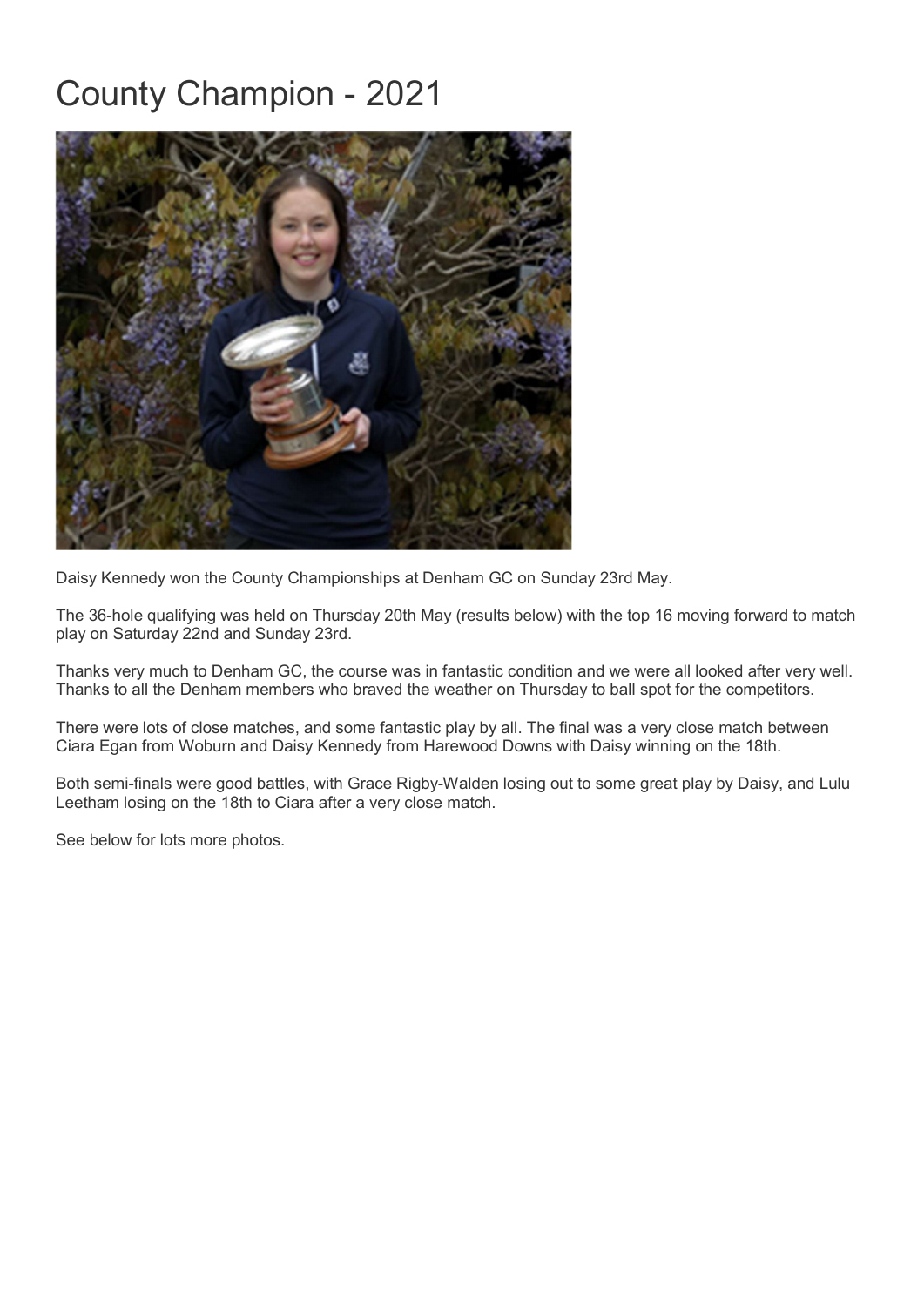# County Champion - 2021

Daisy Kennedy won the County Championships at Denham GC on Sunday 23rd May.

The 36-hole qualifying was held on Thursday 20th May (results below) with the top 16 moving forward to match play on Saturday 22nd and Sunday 23rd.

Thanks very much to Denham GC, the course was in fantastic condition and we were all looked after very well. Thanks to all the Denham members who braved the weather on Thursday to ball spot for the competitors.

There were lots of close matches, and some fantastic play by all. The final was a very close match between Ciara Egan from Woburn and Daisy Kennedy from Harewood Downs with Daisy winning on the 18th.

Both semi-finals were good battles, with Grace Rigby-Walden losing out to some great play by Daisy, and Lulu Leetham losing on the 18th to Ciara after a very close match.

See below for lots more photos.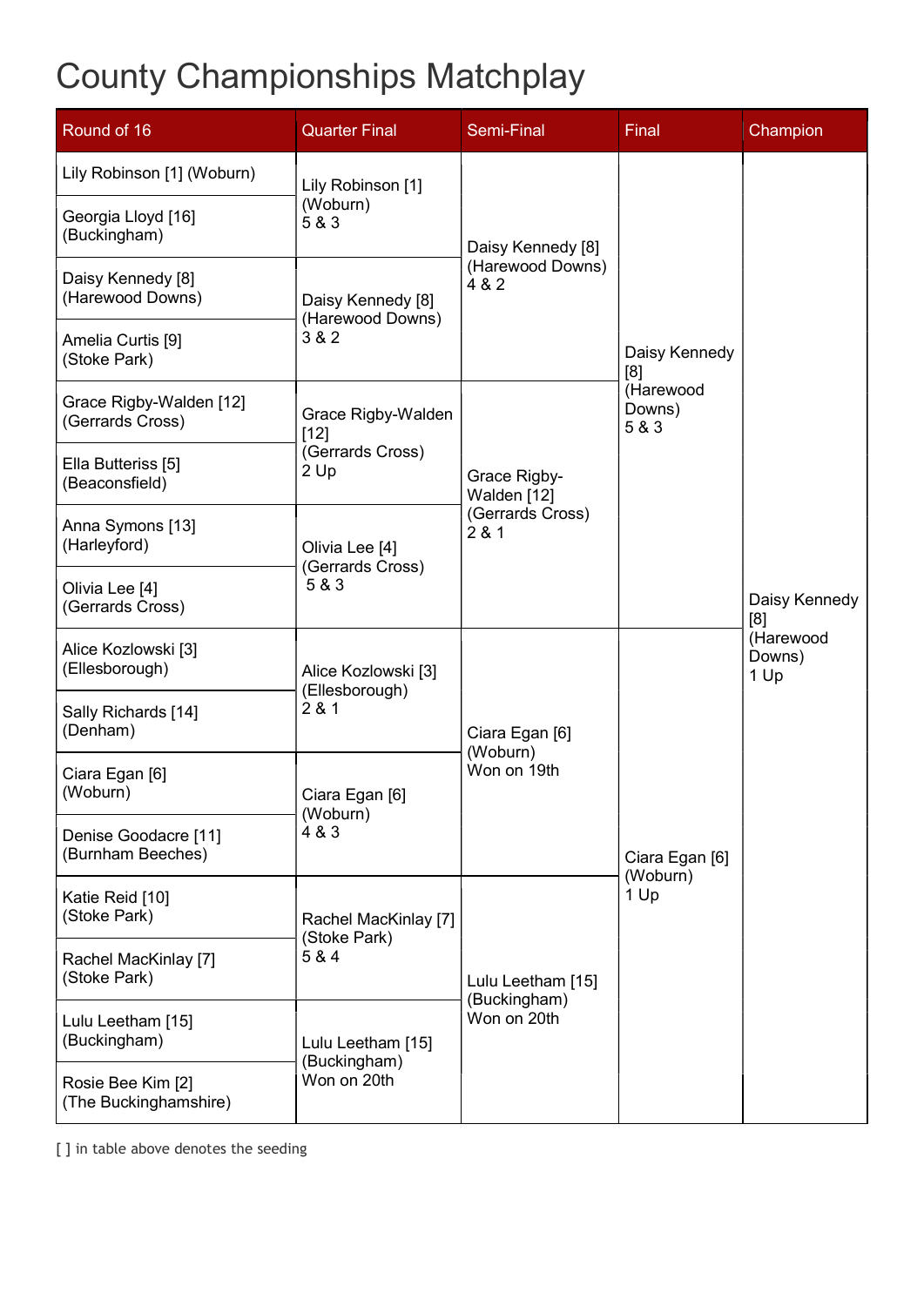# County Championships Matchplay

| Round of 16 | Quarter Final | Semi-Final | Final | Champion |
|---|---|---|---|---|
| Lily Robinson [1] (Woburn) | Lily Robinson [1] (Woburn) 5 & 3 | Daisy Kennedy [8] (Harewood Downs) 4 & 2 | Daisy Kennedy [8] (Harewood Downs) 5 & 3 | Daisy Kennedy [8] (Harewood Downs) 1 Up |
| Georgia Lloyd [16] (Buckingham) | | | | |
| Daisy Kennedy [8] (Harewood Downs) | Daisy Kennedy [8] (Harewood Downs) 3 & 2 | | | |
| Amelia Curtis [9] (Stoke Park) | | | | |
| Grace Rigby-Walden [12] (Gerrards Cross) | Grace Rigby-Walden [12] (Gerrards Cross) 2 Up | Grace Rigby-Walden [12] (Gerrards Cross) 2 & 1 | | |
| Ella Butteriss [5] (Beaconsfield) | | | | |
| Anna Symons [13] (Harleyford) | Olivia Lee [4] (Gerrards Cross) 5 & 3 | | | |
| Olivia Lee [4] (Gerrards Cross) | | | | |
| Alice Kozlowski [3] (Ellesborough) | Alice Kozlowski [3] (Ellesborough) 2 & 1 | Ciara Egan [6] (Woburn) Won on 19th | Ciara Egan [6] (Woburn) 1 Up | |
| Sally Richards [14] (Denham) | | | | |
| Ciara Egan [6] (Woburn) | Ciara Egan [6] (Woburn) 4 & 3 | | | |
| Denise Goodacre [11] (Burnham Beeches) | | | | |
| Katie Reid [10] (Stoke Park) | Rachel MacKinlay [7] (Stoke Park) 5 & 4 | Lulu Leetham [15] (Buckingham) Won on 20th | | |
| Rachel MacKinlay [7] (Stoke Park) | | | | |
| Lulu Leetham [15] (Buckingham) | Lulu Leetham [15] (Buckingham) Won on 20th | | | |
| Rosie Bee Kim [2] (The Buckinghamshire) | | | | |

[ ] in table above denotes the seeding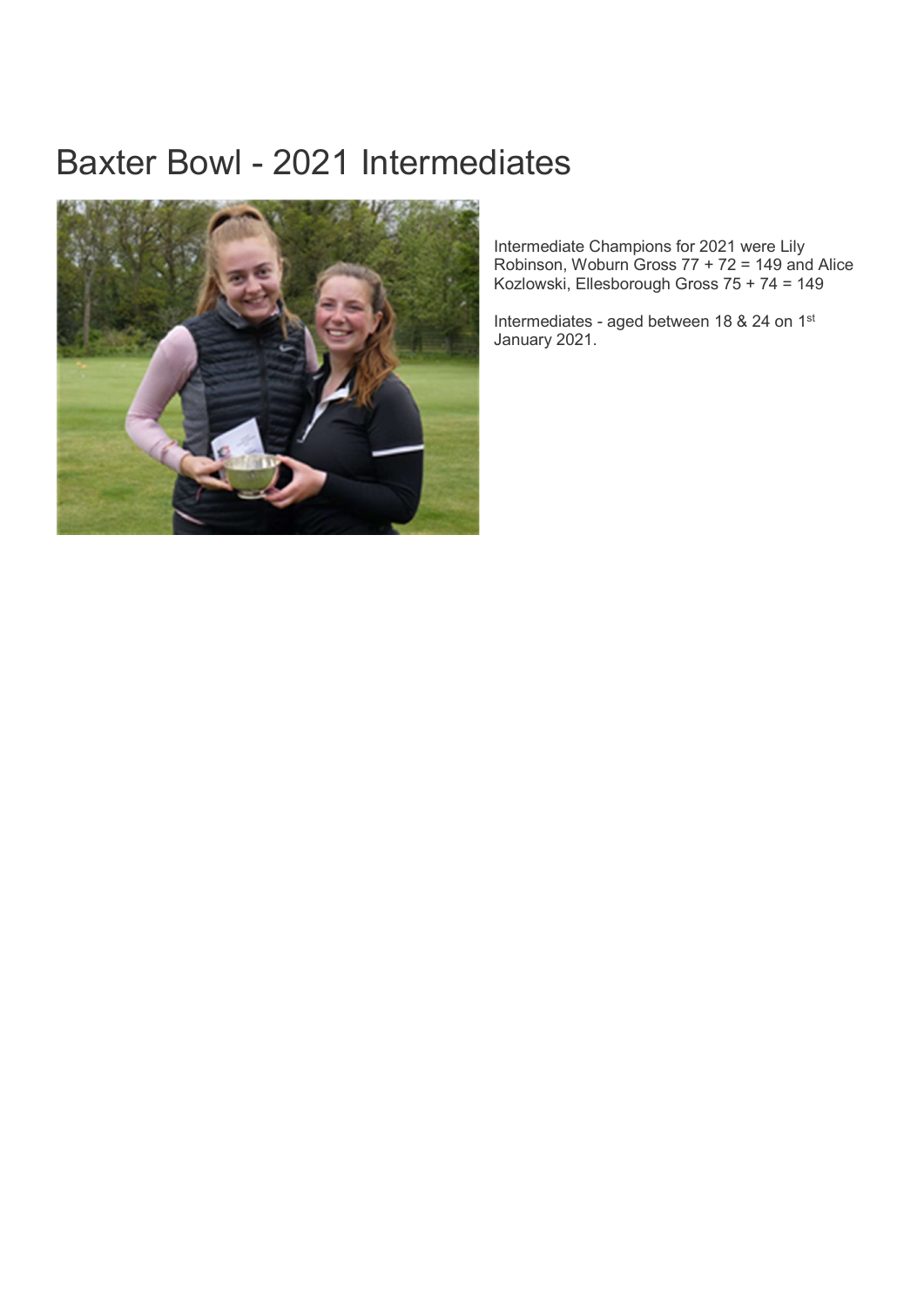# Baxter Bowl - 2021 Intermediates

Intermediate Champions for 2021 were Lily Robinson, Woburn Gross 77 + 72 = 149 and Alice Kozlowski, Ellesborough Gross 75 + 74 = 149

Intermediates - aged between 18 & 24 on 1st January 2021.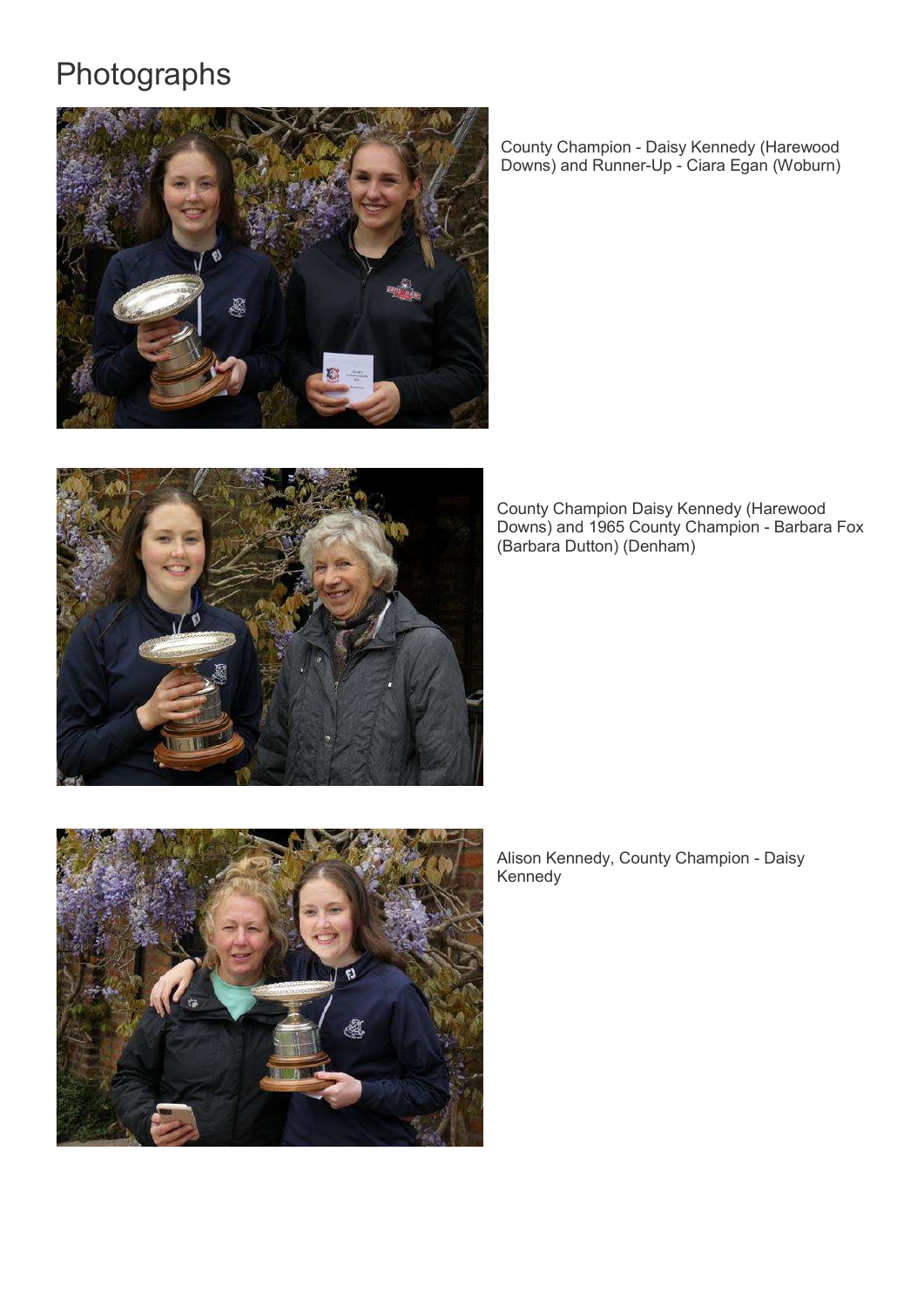# Photographs

County Champion - Daisy Kennedy (Harewood Downs) and Runner-Up - Ciara Egan (Woburn)

County Champion Daisy Kennedy (Harewood Downs) and 1965 County Champion - Barbara Fox (Barbara Dutton) (Denham)

Alison Kennedy, County Champion - Daisy Kennedy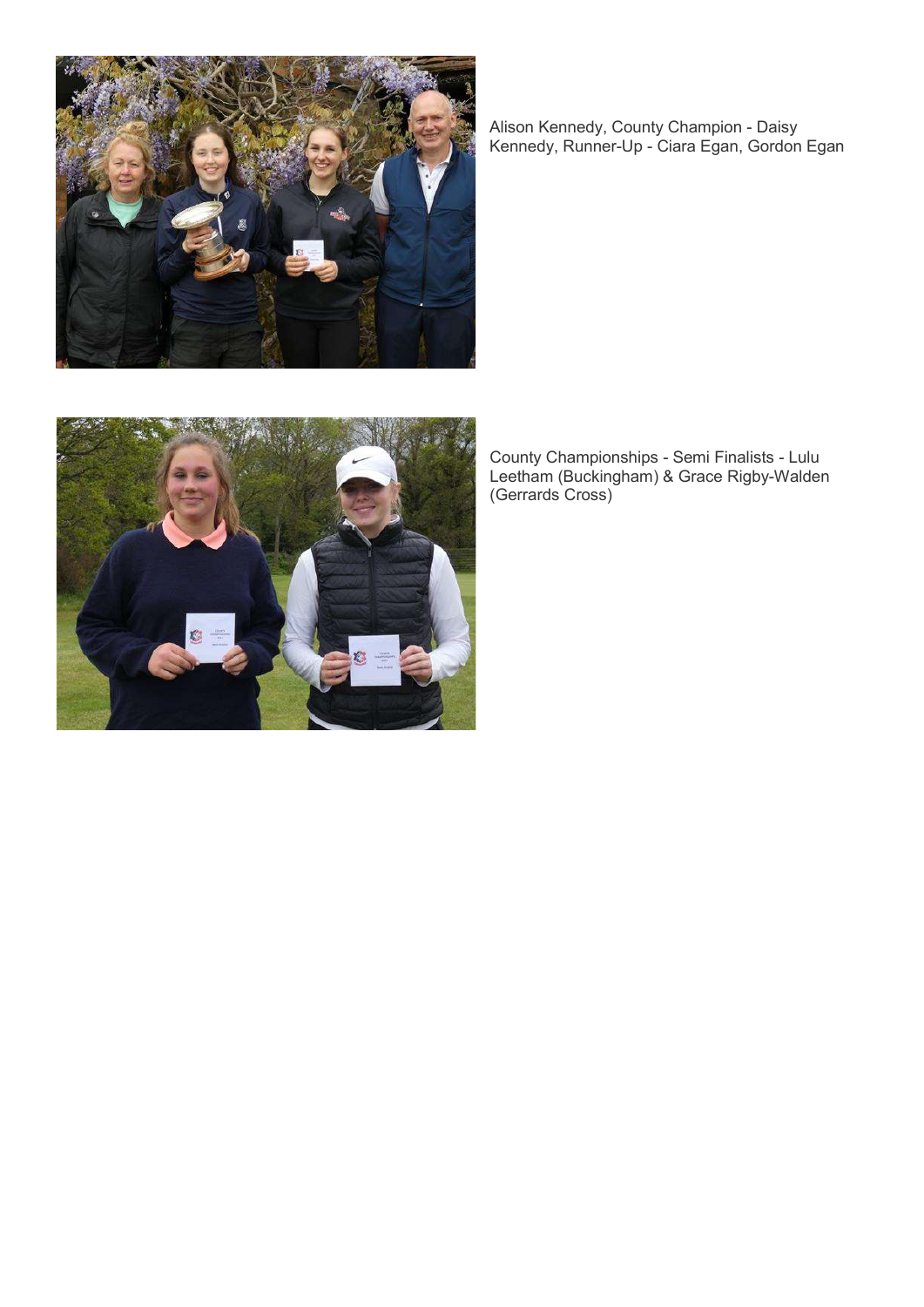Alison Kennedy, County Champion - Daisy Kennedy, Runner-Up - Ciara Egan, Gordon Egan

County Championships - Semi Finalists - Lulu Leetham (Buckingham) & Grace Rigby-Walden (Gerrards Cross)